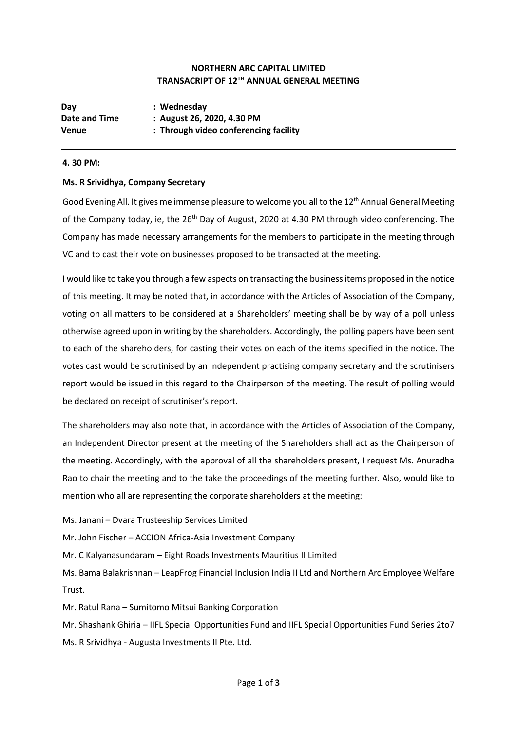# NORTHERN ARC CAPITAL LIMITED
## TRANSACRIPT OF 12TH ANNUAL GENERAL MEETING

**Day** : **Wednesday**
**Date and Time** : **August 26, 2020, 4.30 PM**
**Venue** : **Through video conferencing facility**

---

**4. 30 PM:**

**Ms. R Srividhya, Company Secretary**

Good Evening All. It gives me immense pleasure to welcome you all to the 12th Annual General Meeting of the Company today, ie, the 26th Day of August, 2020 at 4.30 PM through video conferencing. The Company has made necessary arrangements for the members to participate in the meeting through VC and to cast their vote on businesses proposed to be transacted at the meeting.

I would like to take you through a few aspects on transacting the business items proposed in the notice of this meeting. It may be noted that, in accordance with the Articles of Association of the Company, voting on all matters to be considered at a Shareholders' meeting shall be by way of a poll unless otherwise agreed upon in writing by the shareholders. Accordingly, the polling papers have been sent to each of the shareholders, for casting their votes on each of the items specified in the notice. The votes cast would be scrutinised by an independent practising company secretary and the scrutinisers report would be issued in this regard to the Chairperson of the meeting. The result of polling would be declared on receipt of scrutiniser's report.

The shareholders may also note that, in accordance with the Articles of Association of the Company, an Independent Director present at the meeting of the Shareholders shall act as the Chairperson of the meeting. Accordingly, with the approval of all the shareholders present, I request Ms. Anuradha Rao to chair the meeting and to the take the proceedings of the meeting further. Also, would like to mention who all are representing the corporate shareholders at the meeting:

Ms. Janani – Dvara Trusteeship Services Limited

Mr. John Fischer – ACCION Africa-Asia Investment Company

Mr. C Kalyanasundaram – Eight Roads Investments Mauritius II Limited

Ms. Bama Balakrishnan – LeapFrog Financial Inclusion India II Ltd and Northern Arc Employee Welfare Trust.

Mr. Ratul Rana – Sumitomo Mitsui Banking Corporation

Mr. Shashank Ghiria – IIFL Special Opportunities Fund and IIFL Special Opportunities Fund Series 2to7

Ms. R Srividhya - Augusta Investments II Pte. Ltd.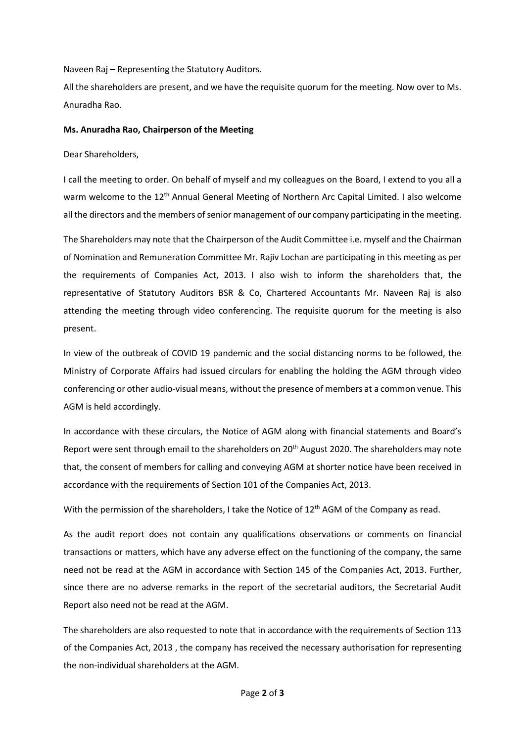Naveen Raj – Representing the Statutory Auditors.

All the shareholders are present, and we have the requisite quorum for the meeting. Now over to Ms. Anuradha Rao.

**Ms. Anuradha Rao, Chairperson of the Meeting**

Dear Shareholders,

I call the meeting to order. On behalf of myself and my colleagues on the Board, I extend to you all a warm welcome to the 12th Annual General Meeting of Northern Arc Capital Limited. I also welcome all the directors and the members of senior management of our company participating in the meeting.

The Shareholders may note that the Chairperson of the Audit Committee i.e. myself and the Chairman of Nomination and Remuneration Committee Mr. Rajiv Lochan are participating in this meeting as per the requirements of Companies Act, 2013. I also wish to inform the shareholders that, the representative of Statutory Auditors BSR & Co, Chartered Accountants Mr. Naveen Raj is also attending the meeting through video conferencing. The requisite quorum for the meeting is also present.

In view of the outbreak of COVID 19 pandemic and the social distancing norms to be followed, the Ministry of Corporate Affairs had issued circulars for enabling the holding the AGM through video conferencing or other audio-visual means, without the presence of members at a common venue. This AGM is held accordingly.

In accordance with these circulars, the Notice of AGM along with financial statements and Board's Report were sent through email to the shareholders on 20th August 2020. The shareholders may note that, the consent of members for calling and conveying AGM at shorter notice have been received in accordance with the requirements of Section 101 of the Companies Act, 2013.

With the permission of the shareholders, I take the Notice of 12th AGM of the Company as read.

As the audit report does not contain any qualifications observations or comments on financial transactions or matters, which have any adverse effect on the functioning of the company, the same need not be read at the AGM in accordance with Section 145 of the Companies Act, 2013. Further, since there are no adverse remarks in the report of the secretarial auditors, the Secretarial Audit Report also need not be read at the AGM.

The shareholders are also requested to note that in accordance with the requirements of Section 113 of the Companies Act, 2013 , the company has received the necessary authorisation for representing the non-individual shareholders at the AGM.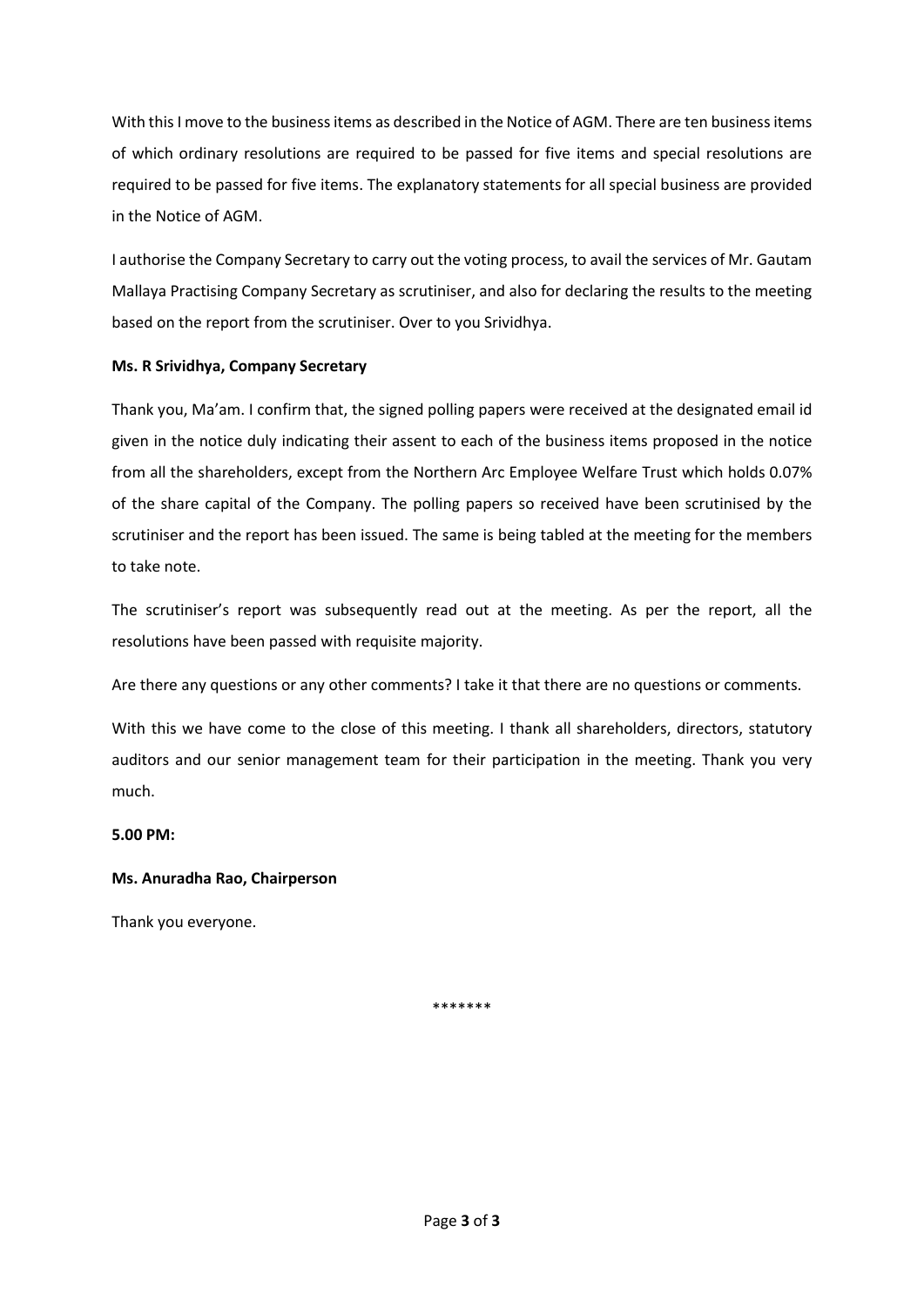With this I move to the business items as described in the Notice of AGM. There are ten business items of which ordinary resolutions are required to be passed for five items and special resolutions are required to be passed for five items. The explanatory statements for all special business are provided in the Notice of AGM.

I authorise the Company Secretary to carry out the voting process, to avail the services of Mr. Gautam Mallaya Practising Company Secretary as scrutiniser, and also for declaring the results to the meeting based on the report from the scrutiniser. Over to you Srividhya.

**Ms. R Srividhya, Company Secretary**

Thank you, Ma'am. I confirm that, the signed polling papers were received at the designated email id given in the notice duly indicating their assent to each of the business items proposed in the notice from all the shareholders, except from the Northern Arc Employee Welfare Trust which holds 0.07% of the share capital of the Company. The polling papers so received have been scrutinised by the scrutiniser and the report has been issued. The same is being tabled at the meeting for the members to take note.

The scrutiniser's report was subsequently read out at the meeting. As per the report, all the resolutions have been passed with requisite majority.

Are there any questions or any other comments? I take it that there are no questions or comments.

With this we have come to the close of this meeting. I thank all shareholders, directors, statutory auditors and our senior management team for their participation in the meeting. Thank you very much.

**5.00 PM:**

**Ms. Anuradha Rao, Chairperson**

Thank you everyone.

*******